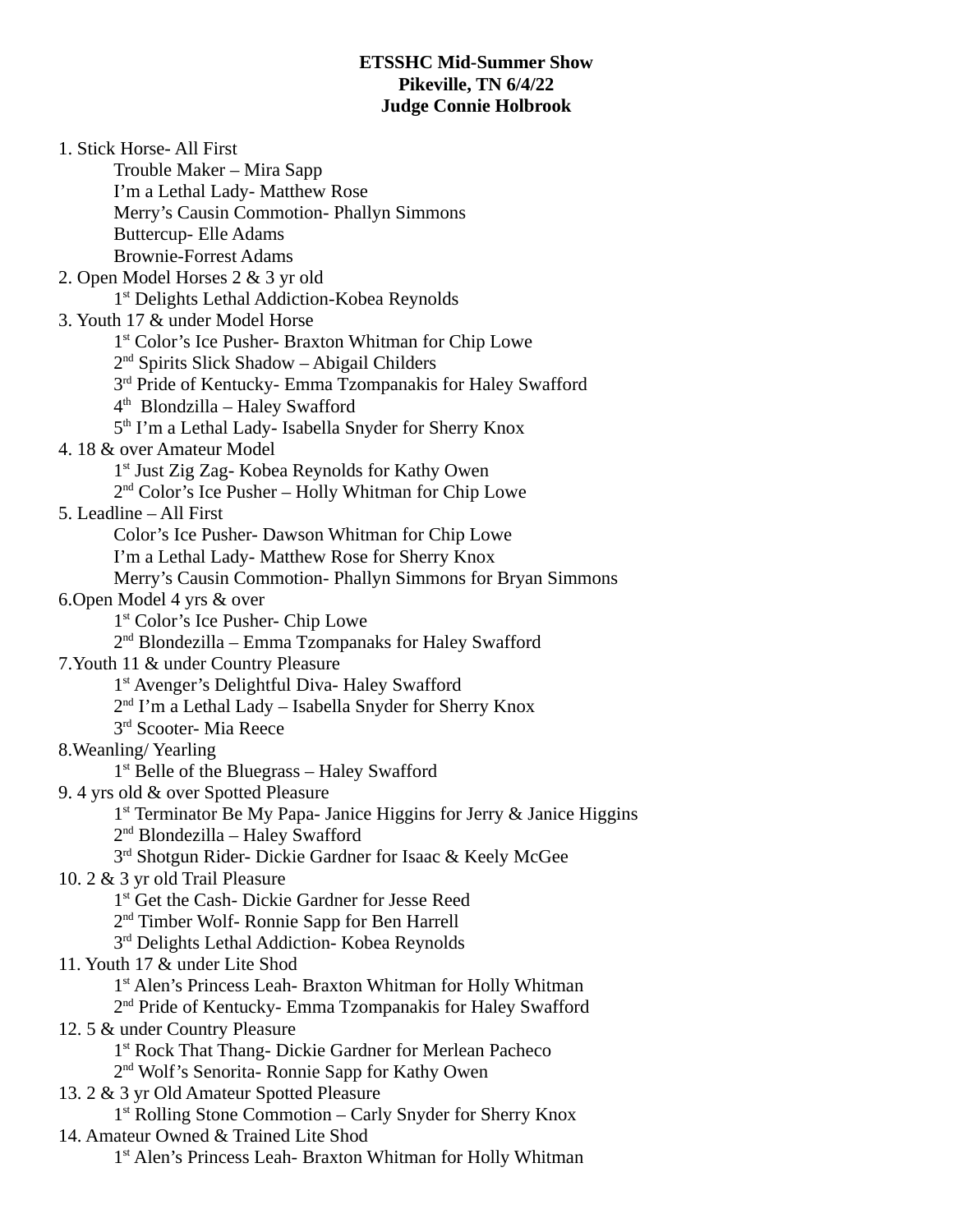**ETSSHC Mid-Summer Show**
**Pikeville, TN 6/4/22**
**Judge Connie Holbrook**

1. Stick Horse- All First
    - Trouble Maker – Mira Sapp
    - I'm a Lethal Lady- Matthew Rose
    - Merry's Causin Commotion- Phallyn Simmons
    - Buttercup- Elle Adams
    - Brownie-Forrest Adams
2. Open Model Horses 2 & 3 yr old
    - 1st Delights Lethal Addiction-Kobea Reynolds
3. Youth 17 & under Model Horse
    - 1st Color's Ice Pusher- Braxton Whitman for Chip Lowe
    - 2nd Spirits Slick Shadow – Abigail Childers
    - 3rd Pride of Kentucky- Emma Tzompanakis for Haley Swafford
    - 4th Blondzilla – Haley Swafford
    - 5th I'm a Lethal Lady- Isabella Snyder for Sherry Knox
4. 18 & over Amateur Model
    - 1st Just Zig Zag- Kobea Reynolds for Kathy Owen
    - 2nd Color's Ice Pusher – Holly Whitman for Chip Lowe
5. Leadline – All First
    - Color's Ice Pusher- Dawson Whitman for Chip Lowe
    - I'm a Lethal Lady- Matthew Rose for Sherry Knox
    - Merry's Causin Commotion- Phallyn Simmons for Bryan Simmons
6. Open Model 4 yrs & over
    - 1st Color's Ice Pusher- Chip Lowe
    - 2nd Blondezilla – Emma Tzompanaks for Haley Swafford
7. Youth 11 & under Country Pleasure
    - 1st Avenger's Delightful Diva- Haley Swafford
    - 2nd I'm a Lethal Lady – Isabella Snyder for Sherry Knox
    - 3rd Scooter- Mia Reece
8. Weanling/ Yearling
    - 1st Belle of the Bluegrass – Haley Swafford
9. 4 yrs old & over Spotted Pleasure
    - 1st Terminator Be My Papa- Janice Higgins for Jerry & Janice Higgins
    - 2nd Blondezilla – Haley Swafford
    - 3rd Shotgun Rider- Dickie Gardner for Isaac & Keely McGee
10. 2 & 3 yr old Trail Pleasure
    - 1st Get the Cash- Dickie Gardner for Jesse Reed
    - 2nd Timber Wolf- Ronnie Sapp for Ben Harrell
    - 3rd Delights Lethal Addiction- Kobea Reynolds
11. Youth 17 & under Lite Shod
    - 1st Alen's Princess Leah- Braxton Whitman for Holly Whitman
    - 2nd Pride of Kentucky- Emma Tzompanakis for Haley Swafford
12. 5 & under Country Pleasure
    - 1st Rock That Thang- Dickie Gardner for Merlean Pacheco
    - 2nd Wolf's Senorita- Ronnie Sapp for Kathy Owen
13. 2 & 3 yr Old Amateur Spotted Pleasure
    - 1st Rolling Stone Commotion – Carly Snyder for Sherry Knox
14. Amateur Owned & Trained Lite Shod
    - 1st Alen's Princess Leah- Braxton Whitman for Holly Whitman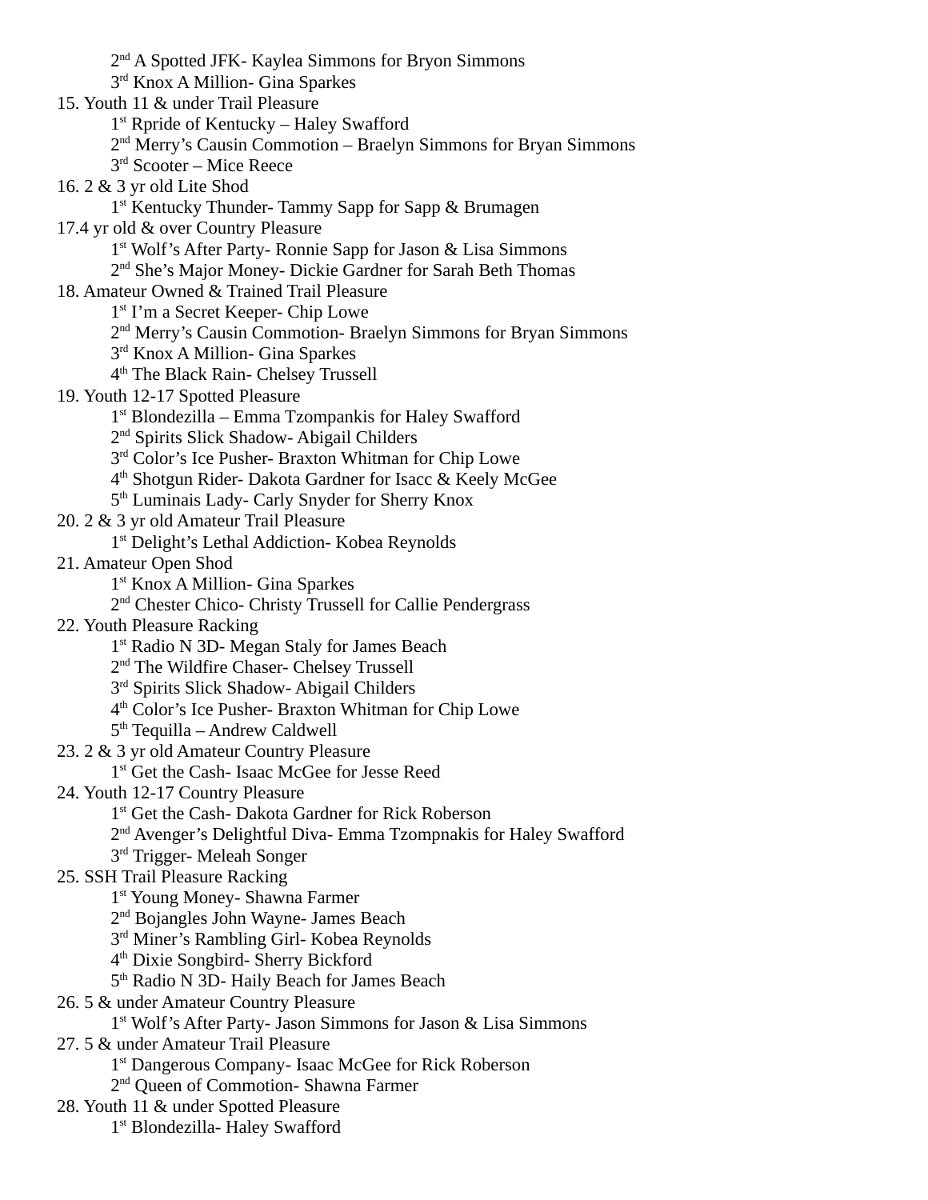2nd A Spotted JFK- Kaylea Simmons for Bryon Simmons
3rd Knox A Million- Gina Sparkes

15. Youth 11 & under Trail Pleasure
1st Rpride of Kentucky – Haley Swafford
2nd Merry's Causin Commotion – Braelyn Simmons for Bryan Simmons
3rd Scooter – Mice Reece

16. 2 & 3 yr old Lite Shod
1st Kentucky Thunder- Tammy Sapp for Sapp & Brumagen

17.4 yr old & over Country Pleasure
1st Wolf's After Party- Ronnie Sapp for Jason & Lisa Simmons
2nd She's Major Money- Dickie Gardner for Sarah Beth Thomas

18. Amateur Owned & Trained Trail Pleasure
1st I'm a Secret Keeper- Chip Lowe
2nd Merry's Causin Commotion- Braelyn Simmons for Bryan Simmons
3rd Knox A Million- Gina Sparkes
4th The Black Rain- Chelsey Trussell

19. Youth 12-17 Spotted Pleasure
1st Blondezilla – Emma Tzompankis for Haley Swafford
2nd Spirits Slick Shadow- Abigail Childers
3rd Color's Ice Pusher- Braxton Whitman for Chip Lowe
4th Shotgun Rider- Dakota Gardner for Isacc & Keely McGee
5th Luminais Lady- Carly Snyder for Sherry Knox

20. 2 & 3 yr old Amateur Trail Pleasure
1st Delight's Lethal Addiction- Kobea Reynolds

21. Amateur Open Shod
1st Knox A Million- Gina Sparkes
2nd Chester Chico- Christy Trussell for Callie Pendergrass

22. Youth Pleasure Racking
1st Radio N 3D- Megan Staly for James Beach
2nd The Wildfire Chaser- Chelsey Trussell
3rd Spirits Slick Shadow- Abigail Childers
4th Color's Ice Pusher- Braxton Whitman for Chip Lowe
5th Tequilla – Andrew Caldwell

23. 2 & 3 yr old Amateur Country Pleasure
1st Get the Cash- Isaac McGee for Jesse Reed

24. Youth 12-17 Country Pleasure
1st Get the Cash- Dakota Gardner for Rick Roberson
2nd Avenger's Delightful Diva- Emma Tzompnakis for Haley Swafford
3rd Trigger- Meleah Songer

25. SSH Trail Pleasure Racking
1st Young Money- Shawna Farmer
2nd Bojangles John Wayne- James Beach
3rd Miner's Rambling Girl- Kobea Reynolds
4th Dixie Songbird- Sherry Bickford
5th Radio N 3D- Haily Beach for James Beach

26. 5 & under Amateur Country Pleasure
1st Wolf's After Party- Jason Simmons for Jason & Lisa Simmons

27. 5 & under Amateur Trail Pleasure
1st Dangerous Company- Isaac McGee for Rick Roberson
2nd Queen of Commotion- Shawna Farmer

28. Youth 11 & under Spotted Pleasure
1st Blondezilla- Haley Swafford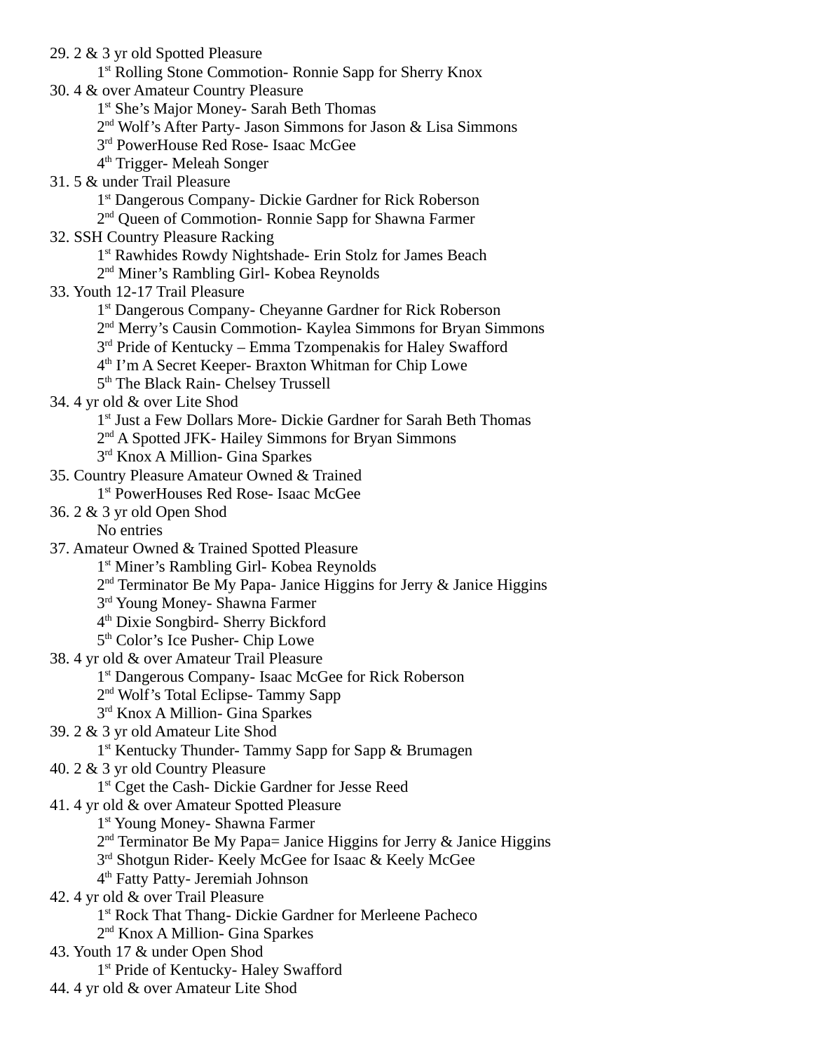29. 2 & 3 yr old Spotted Pleasure
    - 1st Rolling Stone Commotion- Ronnie Sapp for Sherry Knox
30. 4 & over Amateur Country Pleasure
    - 1st She's Major Money- Sarah Beth Thomas
    - 2nd Wolf's After Party- Jason Simmons for Jason & Lisa Simmons
    - 3rd PowerHouse Red Rose- Isaac McGee
    - 4th Trigger- Meleah Songer
31. 5 & under Trail Pleasure
    - 1st Dangerous Company- Dickie Gardner for Rick Roberson
    - 2nd Queen of Commotion- Ronnie Sapp for Shawna Farmer
32. SSH Country Pleasure Racking
    - 1st Rawhides Rowdy Nightshade- Erin Stolz for James Beach
    - 2nd Miner's Rambling Girl- Kobea Reynolds
33. Youth 12-17 Trail Pleasure
    - 1st Dangerous Company- Cheyanne Gardner for Rick Roberson
    - 2nd Merry's Causin Commotion- Kaylea Simmons for Bryan Simmons
    - 3rd Pride of Kentucky – Emma Tzompenakis for Haley Swafford
    - 4th I'm A Secret Keeper- Braxton Whitman for Chip Lowe
    - 5th The Black Rain- Chelsey Trussell
34. 4 yr old & over Lite Shod
    - 1st Just a Few Dollars More- Dickie Gardner for Sarah Beth Thomas
    - 2nd A Spotted JFK- Hailey Simmons for Bryan Simmons
    - 3rd Knox A Million- Gina Sparkes
35. Country Pleasure Amateur Owned & Trained
    - 1st PowerHouses Red Rose- Isaac McGee
36. 2 & 3 yr old Open Shod
    - No entries
37. Amateur Owned & Trained Spotted Pleasure
    - 1st Miner's Rambling Girl- Kobea Reynolds
    - 2nd Terminator Be My Papa- Janice Higgins for Jerry & Janice Higgins
    - 3rd Young Money- Shawna Farmer
    - 4th Dixie Songbird- Sherry Bickford
    - 5th Color's Ice Pusher- Chip Lowe
38. 4 yr old & over Amateur Trail Pleasure
    - 1st Dangerous Company- Isaac McGee for Rick Roberson
    - 2nd Wolf's Total Eclipse- Tammy Sapp
    - 3rd Knox A Million- Gina Sparkes
39. 2 & 3 yr old Amateur Lite Shod
    - 1st Kentucky Thunder- Tammy Sapp for Sapp & Brumagen
40. 2 & 3 yr old Country Pleasure
    - 1st Cget the Cash- Dickie Gardner for Jesse Reed
41. 4 yr old & over Amateur Spotted Pleasure
    - 1st Young Money- Shawna Farmer
    - 2nd Terminator Be My Papa= Janice Higgins for Jerry & Janice Higgins
    - 3rd Shotgun Rider- Keely McGee for Isaac & Keely McGee
    - 4th Fatty Patty- Jeremiah Johnson
42. 4 yr old & over Trail Pleasure
    - 1st Rock That Thang- Dickie Gardner for Merleene Pacheco
    - 2nd Knox A Million- Gina Sparkes
43. Youth 17 & under Open Shod
    - 1st Pride of Kentucky- Haley Swafford
44. 4 yr old & over Amateur Lite Shod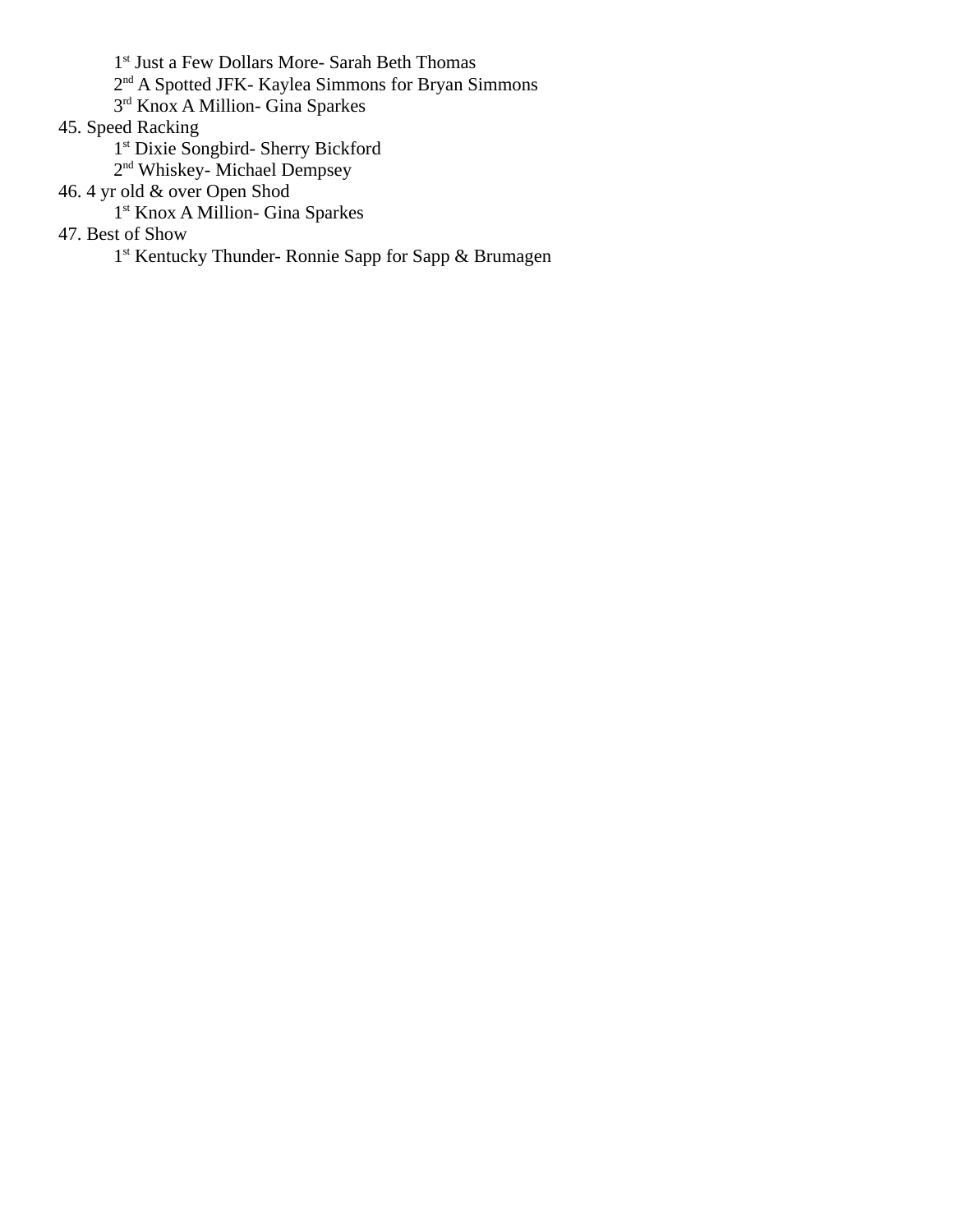1st Just a Few Dollars More- Sarah Beth Thomas
2nd A Spotted JFK- Kaylea Simmons for Bryan Simmons
3rd Knox A Million- Gina Sparkes

45. Speed Racking
    1st Dixie Songbird- Sherry Bickford
    2nd Whiskey- Michael Dempsey
46. 4 yr old & over Open Shod
    1st Knox A Million- Gina Sparkes
47. Best of Show
    1st Kentucky Thunder- Ronnie Sapp for Sapp & Brumagen